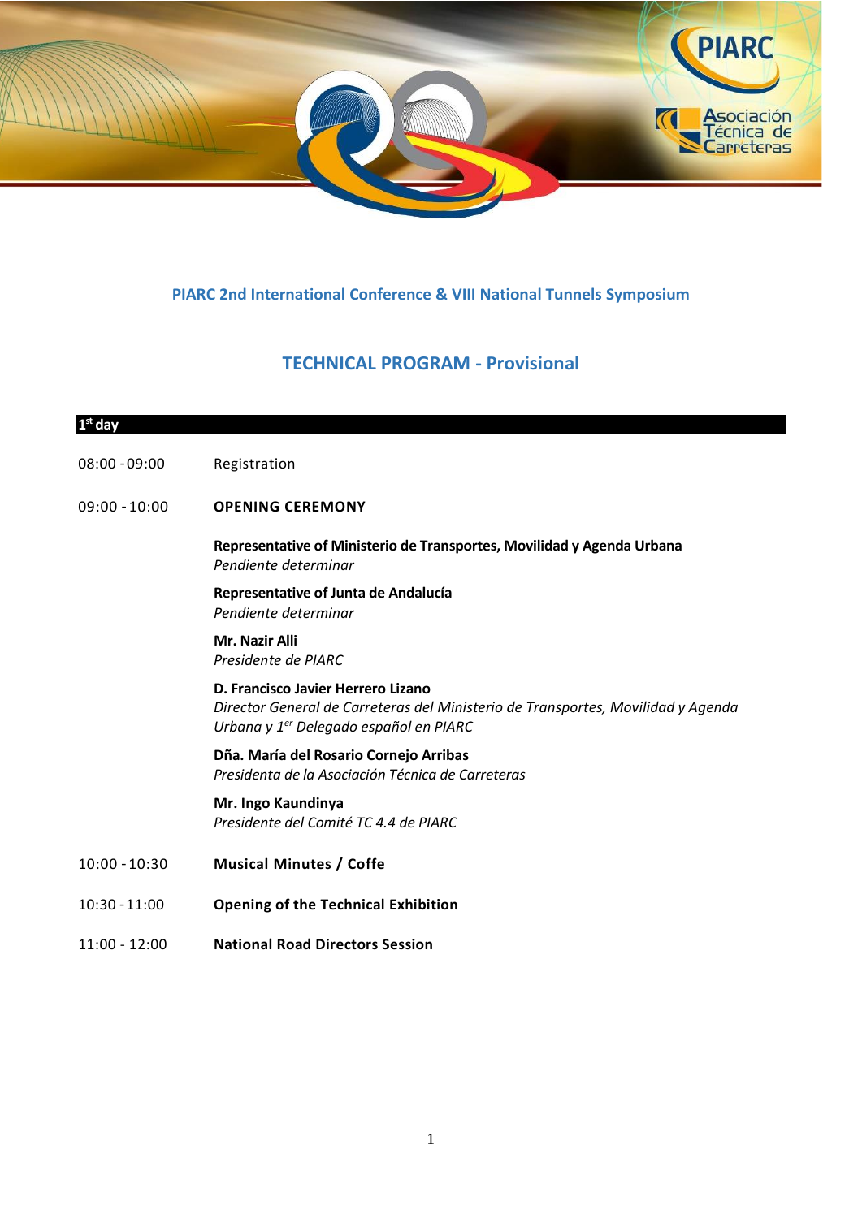## PIARC 2nd International Conference & VIII National Tunnels Symposium

# TECHNICAL PROGRAM - Provisional

**1st day**

08:00 - 09:00 Registration

09:00 - 10:00 **OPENING CEREMONY**

**Representative of Ministerio de Transportes, Movilidad y Agenda Urbana**
*Pendiente determinar*

**Representative of Junta de Andalucía**
*Pendiente determinar*

**Mr. Nazir Alli**
*Presidente de PIARC*

**D. Francisco Javier Herrero Lizano**
*Director General de Carreteras del Ministerio de Transportes, Movilidad y Agenda Urbana y 1er Delegado español en PIARC*

**Dña. María del Rosario Cornejo Arribas**
*Presidenta de la Asociación Técnica de Carreteras*

**Mr. Ingo Kaundinya**
*Presidente del Comité TC 4.4 de PIARC*

10:00 - 10:30 **Musical Minutes / Coffe**

10:30 - 11:00 **Opening of the Technical Exhibition**

11:00 - 12:00 **National Road Directors Session**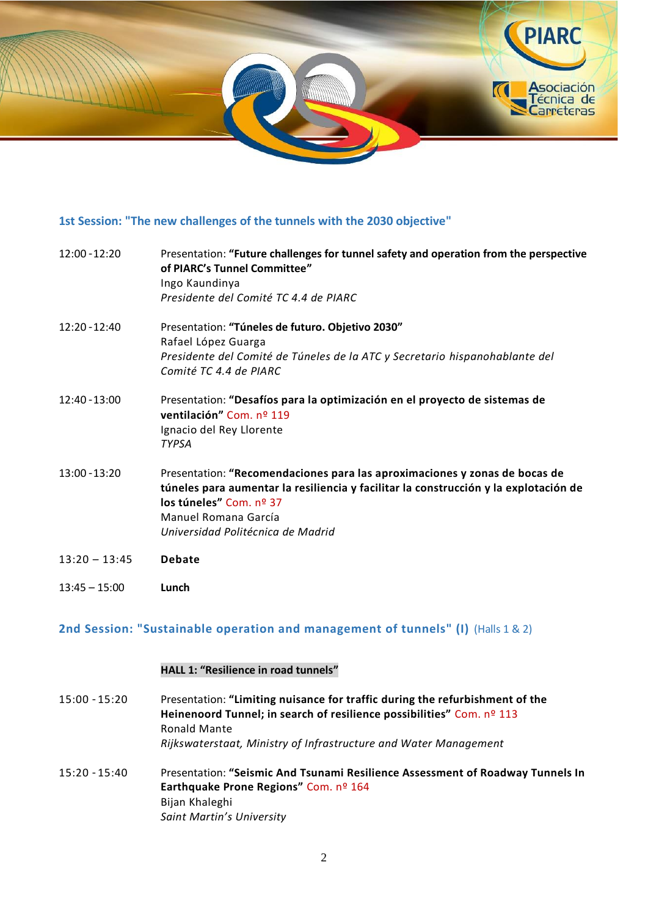## 1st Session: "The new challenges of the tunnels with the 2030 objective"

12:00 - 12:20 Presentation: **"Future challenges for tunnel safety and operation from the perspective of PIARC's Tunnel Committee"**
Ingo Kaundinya
*Presidente del Comité TC 4.4 de PIARC*

12:20 - 12:40 Presentation: **"Túneles de futuro. Objetivo 2030"**
Rafael López Guarga
*Presidente del Comité de Túneles de la ATC y Secretario hispanohablante del Comité TC 4.4 de PIARC*

12:40 - 13:00 Presentation: **"Desafíos para la optimización en el proyecto de sistemas de ventilación"** Com. nº 119
Ignacio del Rey Llorente
*TYPSA*

13:00 - 13:20 Presentation: **"Recomendaciones para las aproximaciones y zonas de bocas de túneles para aumentar la resiliencia y facilitar la construcción y la explotación de los túneles"** Com. nº 37
Manuel Romana García
*Universidad Politécnica de Madrid*

13:20 – 13:45 **Debate**

13:45 – 15:00 **Lunch**

## 2nd Session: "Sustainable operation and management of tunnels" (I) (Halls 1 & 2)

**HALL 1: "Resilience in road tunnels"**

15:00 - 15:20 Presentation: **"Limiting nuisance for traffic during the refurbishment of the Heinenoord Tunnel; in search of resilience possibilities"** Com. nº 113
Ronald Mante
*Rijkswaterstaat, Ministry of Infrastructure and Water Management*

15:20 - 15:40 Presentation: **"Seismic And Tsunami Resilience Assessment of Roadway Tunnels In Earthquake Prone Regions"** Com. nº 164
Bijan Khaleghi
*Saint Martin's University*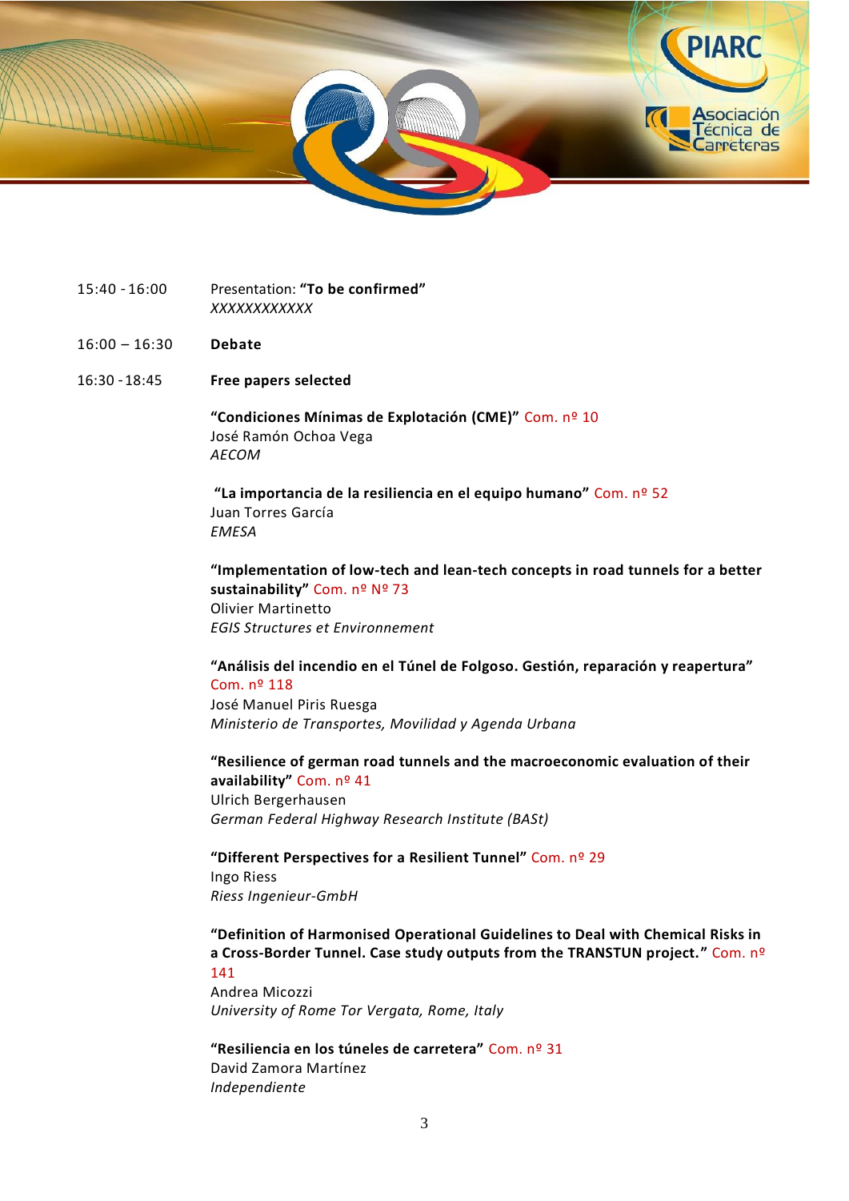15:40 - 16:00 Presentation: **"To be confirmed"**
*XXXXXXXXXXX*

16:00 – 16:30 **Debate**

16:30 - 18:45 **Free papers selected**

**"Condiciones Mínimas de Explotación (CME)"** Com. nº 10
José Ramón Ochoa Vega
*AECOM*

**"La importancia de la resiliencia en el equipo humano"** Com. nº 52
Juan Torres García
*EMESA*

**"Implementation of low-tech and lean-tech concepts in road tunnels for a better sustainability"** Com. nº Nº 73
Olivier Martinetto
*EGIS Structures et Environnement*

**"Análisis del incendio en el Túnel de Folgoso. Gestión, reparación y reapertura"** Com. nº 118
José Manuel Piris Ruesga
*Ministerio de Transportes, Movilidad y Agenda Urbana*

**"Resilience of german road tunnels and the macroeconomic evaluation of their availability"** Com. nº 41
Ulrich Bergerhausen
*German Federal Highway Research Institute (BASt)*

**"Different Perspectives for a Resilient Tunnel"** Com. nº 29
Ingo Riess
*Riess Ingenieur-GmbH*

**"Definition of Harmonised Operational Guidelines to Deal with Chemical Risks in a Cross-Border Tunnel. Case study outputs from the TRANSTUN project."** Com. nº 141
Andrea Micozzi
*University of Rome Tor Vergata, Rome, Italy*

**"Resiliencia en los túneles de carretera"** Com. nº 31
David Zamora Martínez
*Independiente*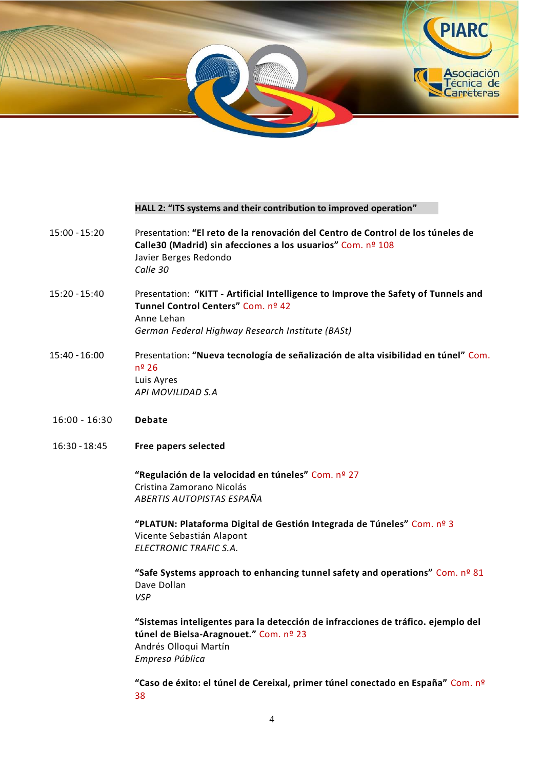**HALL 2: "ITS systems and their contribution to improved operation"**

15:00 - 15:20 Presentation: **"El reto de la renovación del Centro de Control de los túneles de Calle30 (Madrid) sin afecciones a los usuarios"** Com. nº 108
Javier Berges Redondo
*Calle 30*

15:20 - 15:40 Presentation: **"KITT - Artificial Intelligence to Improve the Safety of Tunnels and Tunnel Control Centers"** Com. nº 42
Anne Lehan
*German Federal Highway Research Institute (BASt)*

15:40 - 16:00 Presentation: **"Nueva tecnología de señalización de alta visibilidad en túnel"** Com. nº 26
Luis Ayres
*API MOVILIDAD S.A*

16:00 - 16:30 **Debate**

16:30 - 18:45 **Free papers selected**

**"Regulación de la velocidad en túneles"** Com. nº 27
Cristina Zamorano Nicolás
*ABERTIS AUTOPISTAS ESPAÑA*

**"PLATUN: Plataforma Digital de Gestión Integrada de Túneles"** Com. nº 3
Vicente Sebastián Alapont
*ELECTRONIC TRAFIC S.A.*

**"Safe Systems approach to enhancing tunnel safety and operations"** Com. nº 81
Dave Dollan
*VSP*

**"Sistemas inteligentes para la detección de infracciones de tráfico. ejemplo del túnel de Bielsa-Aragnouet."** Com. nº 23
Andrés Olloqui Martín
*Empresa Pública*

**"Caso de éxito: el túnel de Cereixal, primer túnel conectado en España"** Com. nº 38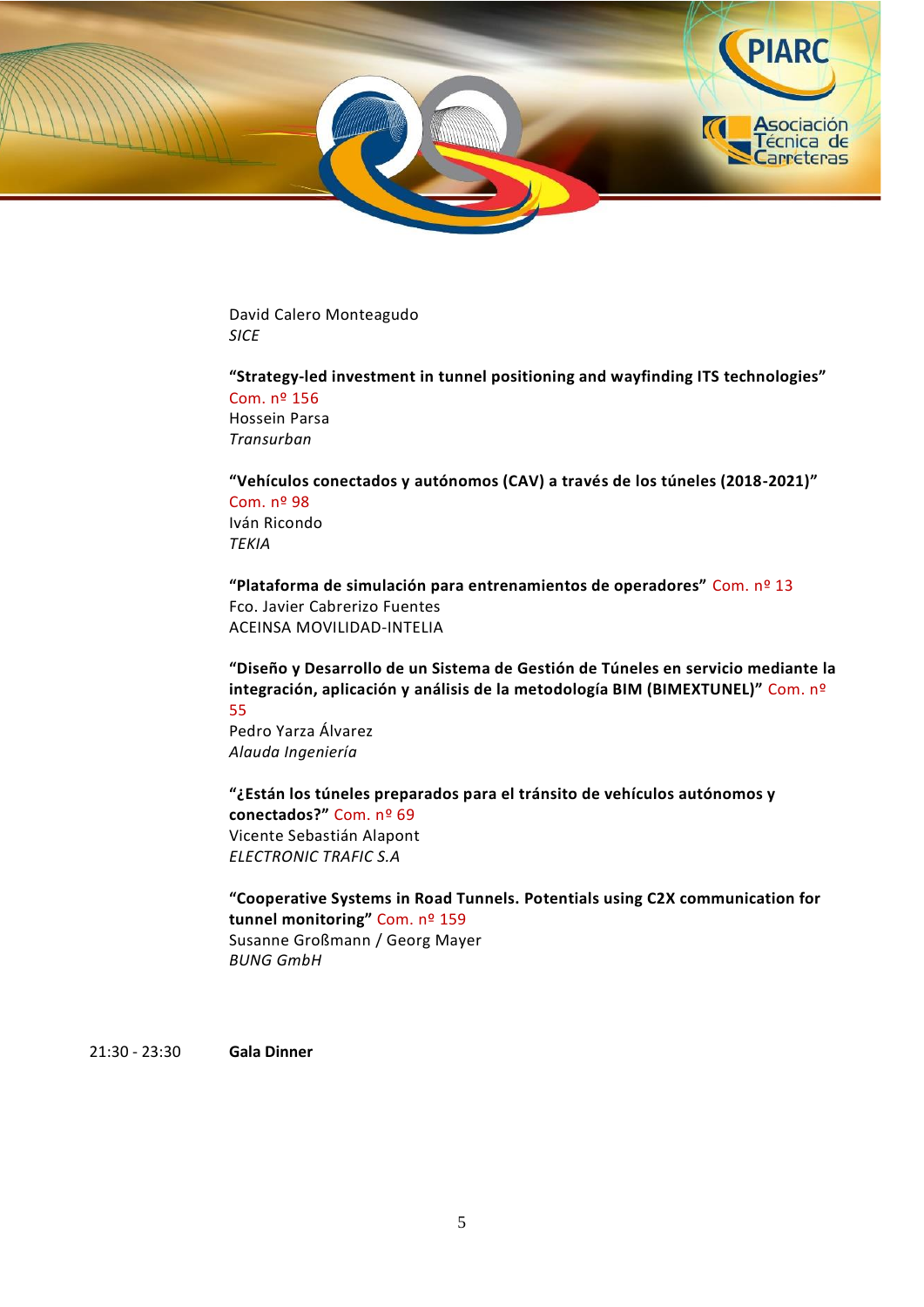David Calero Monteagudo
*SICE*

**“Strategy-led investment in tunnel positioning and wayfinding ITS technologies”**
Com. nº 156
Hossein Parsa
*Transurban*

**“Vehículos conectados y autónomos (CAV) a través de los túneles (2018-2021)”**
Com. nº 98
Iván Ricondo
*TEKIA*

**“Plataforma de simulación para entrenamientos de operadores”** Com. nº 13
Fco. Javier Cabrerizo Fuentes
ACEINSA MOVILIDAD-INTELIA

**“Diseño y Desarrollo de un Sistema de Gestión de Túneles en servicio mediante la integración, aplicación y análisis de la metodología BIM (BIMEXTUNEL)”** Com. nº 55
Pedro Yarza Álvarez
*Alauda Ingeniería*

**“¿Están los túneles preparados para el tránsito de vehículos autónomos y conectados?”** Com. nº 69
Vicente Sebastián Alapont
*ELECTRONIC TRAFIC S.A*

**“Cooperative Systems in Road Tunnels. Potentials using C2X communication for tunnel monitoring”** Com. nº 159
Susanne Großmann / Georg Mayer
*BUNG GmbH*

21:30 - 23:30 **Gala Dinner**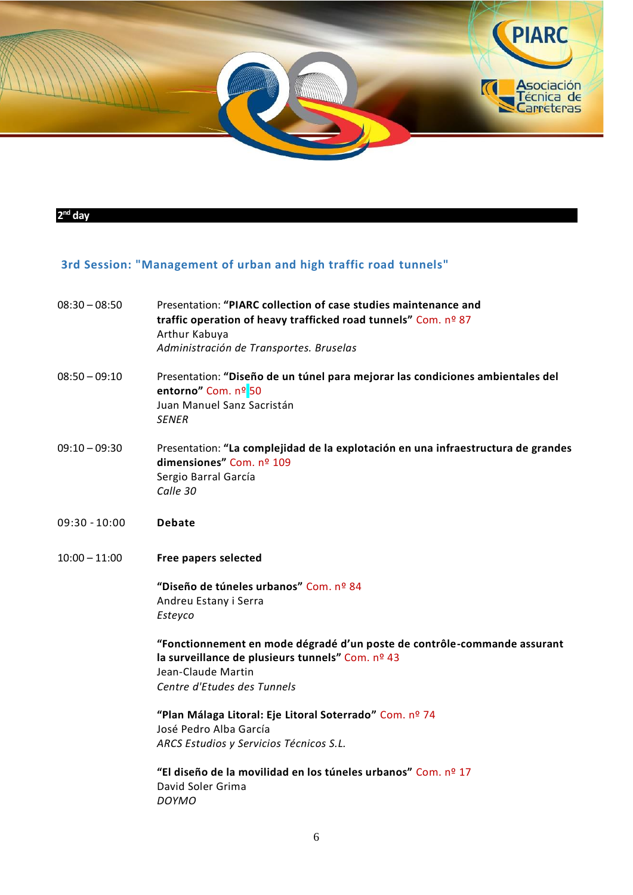**2nd day**

### 3rd Session: "Management of urban and high traffic road tunnels"

08:30 – 08:50 Presentation: **"PIARC collection of case studies maintenance and traffic operation of heavy trafficked road tunnels"** Com. nº 87
Arthur Kabuya
*Administración de Transportes. Bruselas*

08:50 – 09:10 Presentation: **"Diseño de un túnel para mejorar las condiciones ambientales del entorno"** Com. nº 50
Juan Manuel Sanz Sacristán
*SENER*

09:10 – 09:30 Presentation: **"La complejidad de la explotación en una infraestructura de grandes dimensiones"** Com. nº 109
Sergio Barral García
*Calle 30*

09:30 - 10:00 **Debate**

10:00 – 11:00 **Free papers selected**

**"Diseño de túneles urbanos"** Com. nº 84
Andreu Estany i Serra
*Esteyco*

**"Fonctionnement en mode dégradé d'un poste de contrôle-commande assurant la surveillance de plusieurs tunnels"** Com. nº 43
Jean-Claude Martin
*Centre d'Etudes des Tunnels*

**"Plan Málaga Litoral: Eje Litoral Soterrado"** Com. nº 74
José Pedro Alba García
*ARCS Estudios y Servicios Técnicos S.L.*

**"El diseño de la movilidad en los túneles urbanos"** Com. nº 17
David Soler Grima
*DOYMO*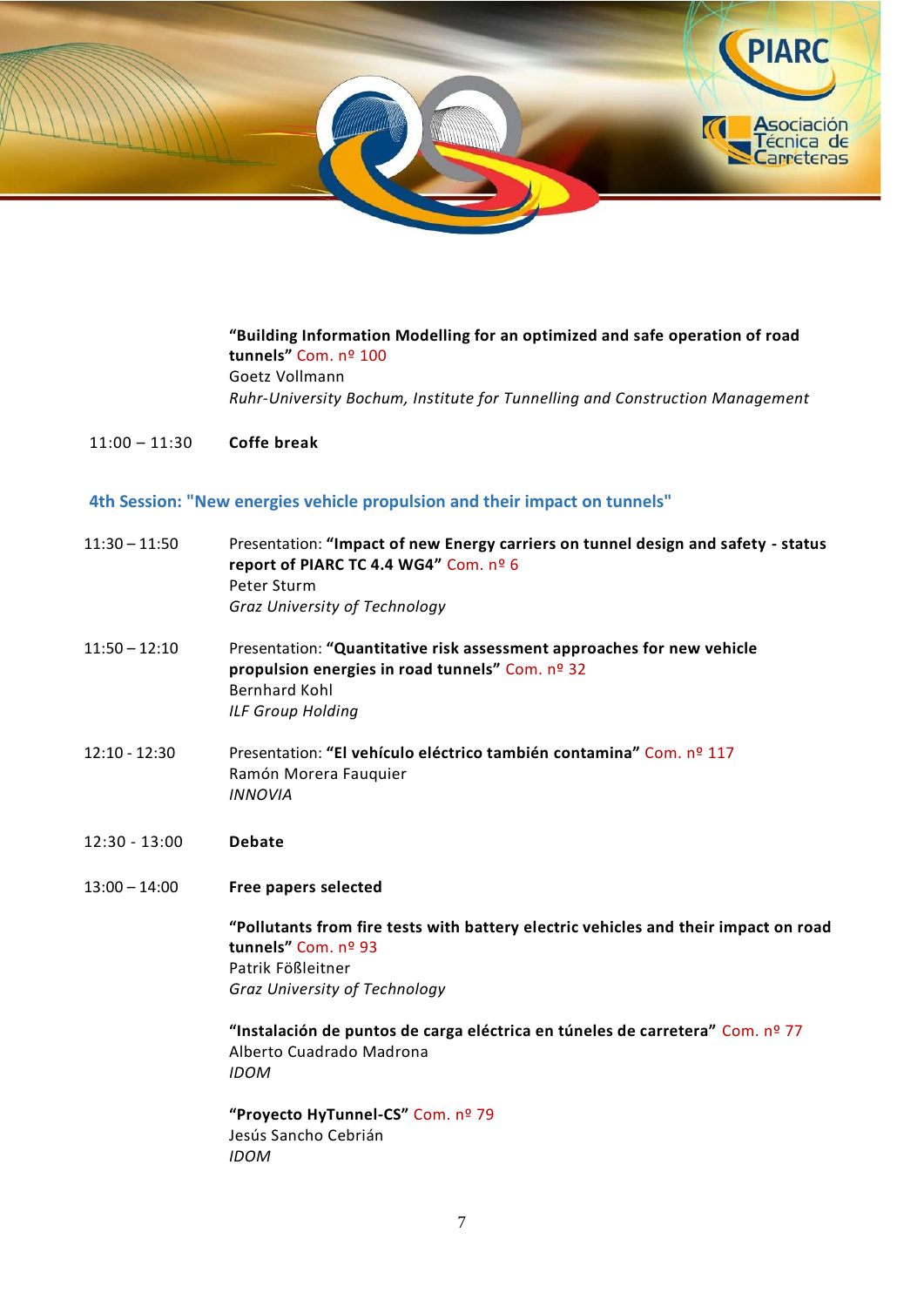**"Building Information Modelling for an optimized and safe operation of road tunnels"** Com. nº 100
Goetz Vollmann
*Ruhr-University Bochum, Institute for Tunnelling and Construction Management*

11:00 – 11:30 **Coffe break**

## 4th Session: "New energies vehicle propulsion and their impact on tunnels"

11:30 – 11:50 Presentation: **"Impact of new Energy carriers on tunnel design and safety - status report of PIARC TC 4.4 WG4"** Com. nº 6
Peter Sturm
*Graz University of Technology*

11:50 – 12:10 Presentation: **"Quantitative risk assessment approaches for new vehicle propulsion energies in road tunnels"** Com. nº 32
Bernhard Kohl
*ILF Group Holding*

12:10 - 12:30 Presentation: **"El vehículo eléctrico también contamina"** Com. nº 117
Ramón Morera Fauquier
*INNOVIA*

12:30 - 13:00 **Debate**

13:00 – 14:00 **Free papers selected**

**"Pollutants from fire tests with battery electric vehicles and their impact on road tunnels"** Com. nº 93
Patrik Fößleitner
*Graz University of Technology*

**"Instalación de puntos de carga eléctrica en túneles de carretera"** Com. nº 77
Alberto Cuadrado Madrona
*IDOM*

**"Proyecto HyTunnel-CS"** Com. nº 79
Jesús Sancho Cebrián
*IDOM*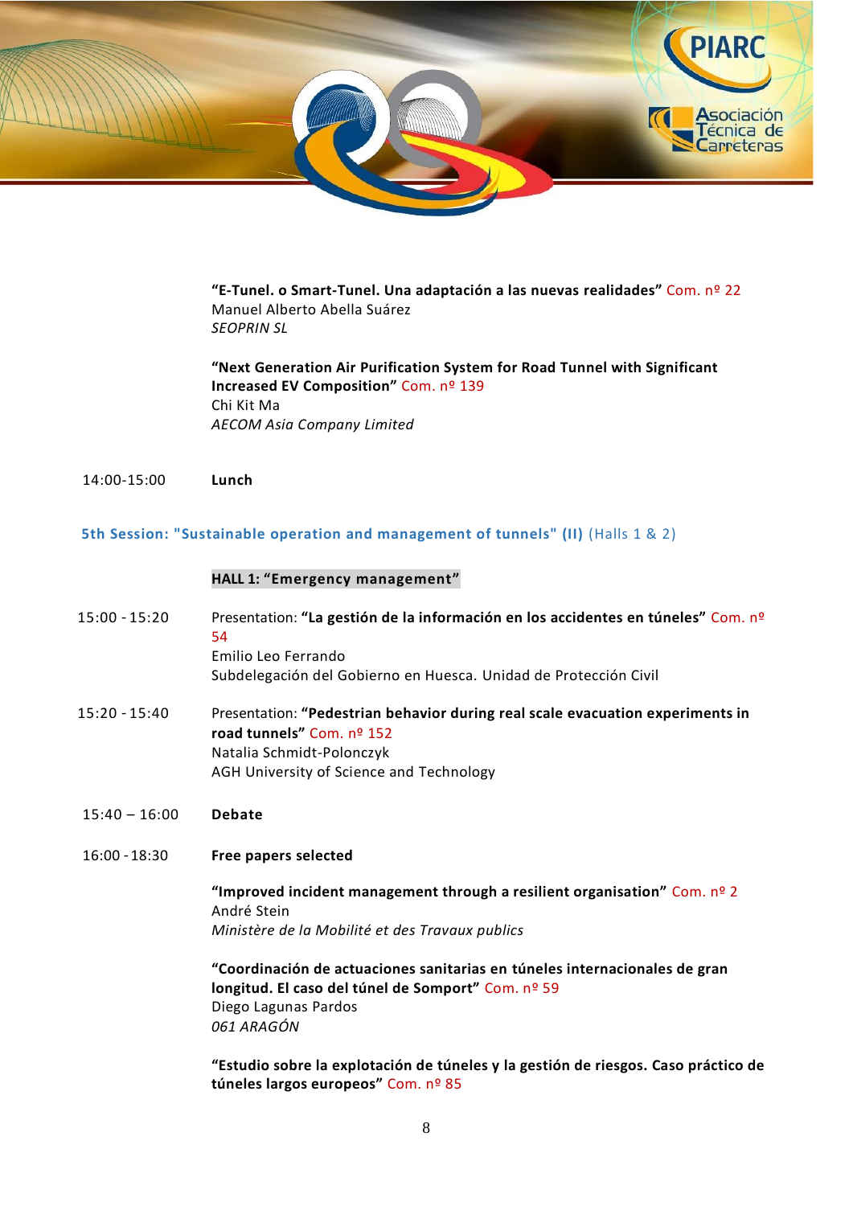**"E-Tunel. o Smart-Tunel. Una adaptación a las nuevas realidades"** Com. nº 22
Manuel Alberto Abella Suárez
*SEOPRIN SL*

**"Next Generation Air Purification System for Road Tunnel with Significant Increased EV Composition"** Com. nº 139
Chi Kit Ma
*AECOM Asia Company Limited*

14:00-15:00 **Lunch**

## 5th Session: "Sustainable operation and management of tunnels" (II) (Halls 1 & 2)

### HALL 1: "Emergency management"

15:00 - 15:20 Presentation: **"La gestión de la información en los accidentes en túneles"** Com. nº 54
Emilio Leo Ferrando
Subdelegación del Gobierno en Huesca. Unidad de Protección Civil

15:20 - 15:40 Presentation: **"Pedestrian behavior during real scale evacuation experiments in road tunnels"** Com. nº 152
Natalia Schmidt-Polonczyk
AGH University of Science and Technology

15:40 – 16:00 **Debate**

16:00 - 18:30 **Free papers selected**

**"Improved incident management through a resilient organisation"** Com. nº 2
André Stein
*Ministère de la Mobilité et des Travaux publics*

**"Coordinación de actuaciones sanitarias en túneles internacionales de gran longitud. El caso del túnel de Somport"** Com. nº 59
Diego Lagunas Pardos
*061 ARAGÓN*

**"Estudio sobre la explotación de túneles y la gestión de riesgos. Caso práctico de túneles largos europeos"** Com. nº 85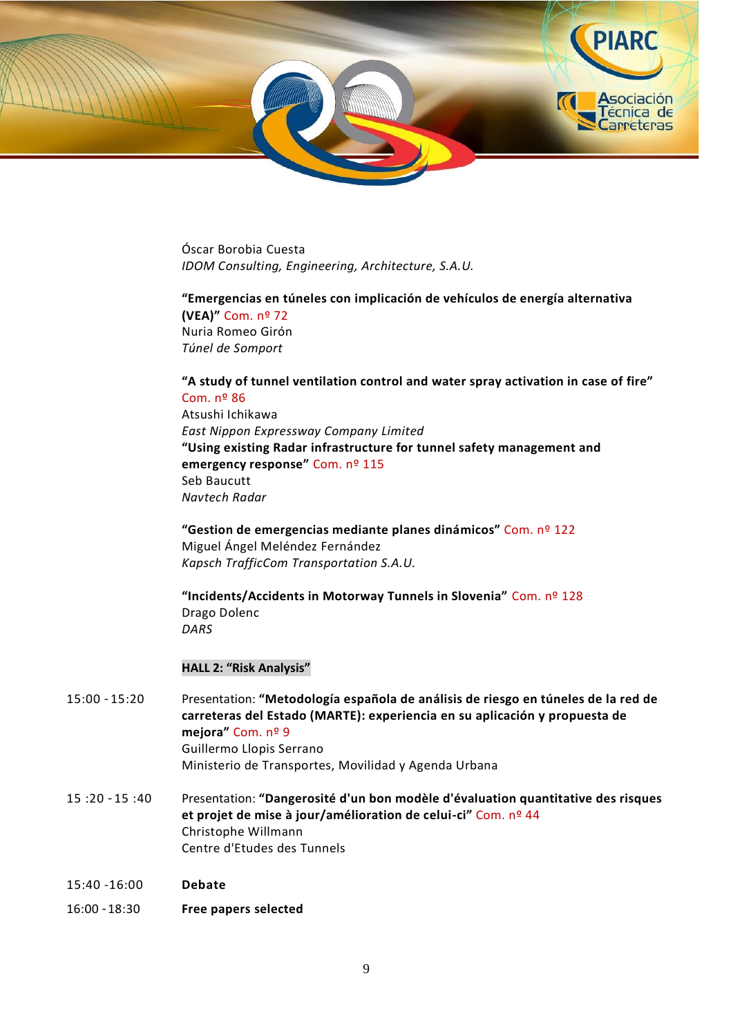Óscar Borobia Cuesta
*IDOM Consulting, Engineering, Architecture, S.A.U.*

**“Emergencias en túneles con implicación de vehículos de energía alternativa (VEA)”** Com. nº 72
Nuria Romeo Girón
*Túnel de Somport*

**“A study of tunnel ventilation control and water spray activation in case of fire”** Com. nº 86
Atsushi Ichikawa
*East Nippon Expressway Company Limited*
**“Using existing Radar infrastructure for tunnel safety management and emergency response”** Com. nº 115
Seb Baucutt
*Navtech Radar*

**“Gestion de emergencias mediante planes dinámicos”** Com. nº 122
Miguel Ángel Meléndez Fernández
*Kapsch TrafficCom Transportation S.A.U.*

**“Incidents/Accidents in Motorway Tunnels in Slovenia”** Com. nº 128
Drago Dolenc
*DARS*

**HALL 2: “Risk Analysis”**

15:00 - 15:20 Presentation: **“Metodología española de análisis de riesgo en túneles de la red de carreteras del Estado (MARTE): experiencia en su aplicación y propuesta de mejora”** Com. nº 9
Guillermo Llopis Serrano
Ministerio de Transportes, Movilidad y Agenda Urbana

15 :20 - 15 :40 Presentation: **“Dangerosité d'un bon modèle d'évaluation quantitative des risques et projet de mise à jour/amélioration de celui-ci”** Com. nº 44
Christophe Willmann
Centre d'Etudes des Tunnels

15:40 -16:00 **Debate**

16:00 - 18:30 **Free papers selected**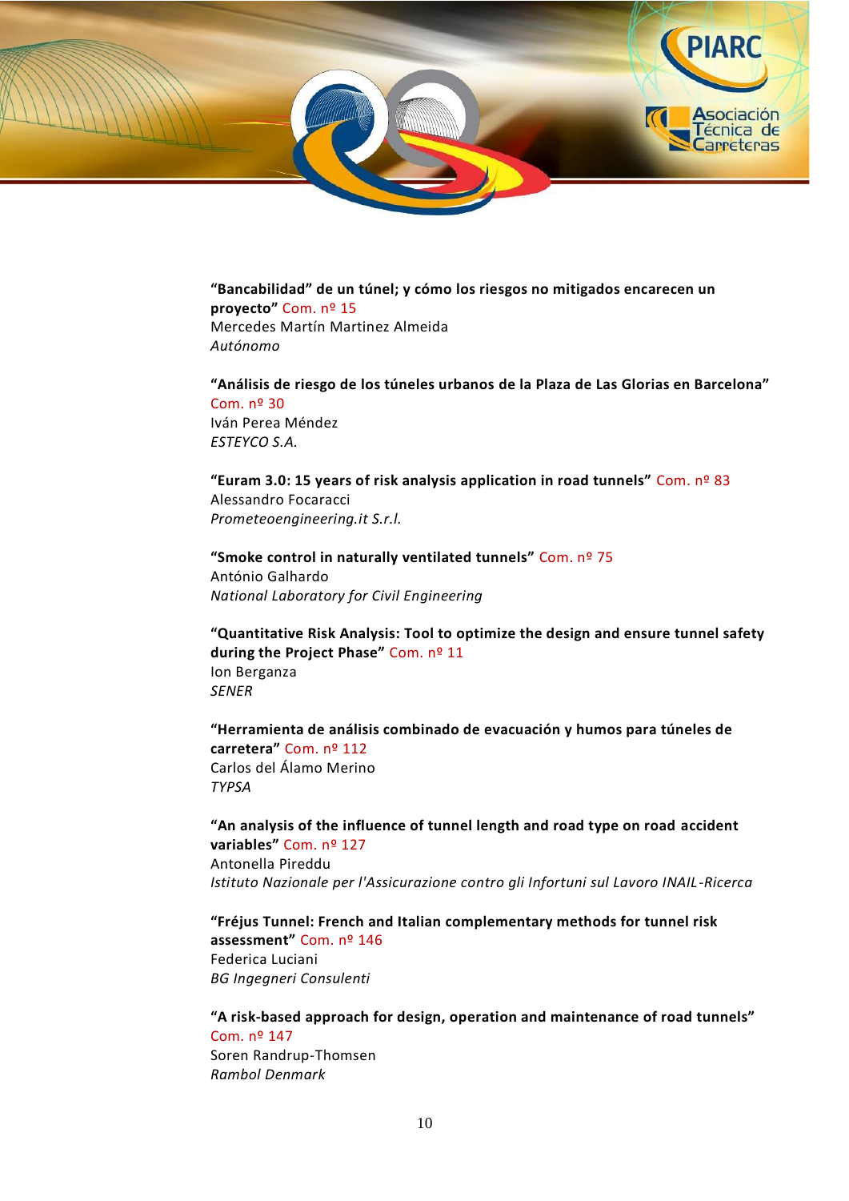**"Bancabilidad" de un túnel; y cómo los riesgos no mitigados encarecen un proyecto"** Com. nº 15
Mercedes Martín Martinez Almeida
*Autónomo*

**"Análisis de riesgo de los túneles urbanos de la Plaza de Las Glorias en Barcelona"** Com. nº 30
Iván Perea Méndez
*ESTEYCO S.A.*

**"Euram 3.0: 15 years of risk analysis application in road tunnels"** Com. nº 83
Alessandro Focaracci
*Prometeoengineering.it S.r.l.*

**"Smoke control in naturally ventilated tunnels"** Com. nº 75
António Galhardo
*National Laboratory for Civil Engineering*

**"Quantitative Risk Analysis: Tool to optimize the design and ensure tunnel safety during the Project Phase"** Com. nº 11
Ion Berganza
*SENER*

**"Herramienta de análisis combinado de evacuación y humos para túneles de carretera"** Com. nº 112
Carlos del Álamo Merino
*TYPSA*

**"An analysis of the influence of tunnel length and road type on road accident variables"** Com. nº 127
Antonella Pireddu
*Istituto Nazionale per l'Assicurazione contro gli Infortuni sul Lavoro INAIL-Ricerca*

**"Fréjus Tunnel: French and Italian complementary methods for tunnel risk assessment"** Com. nº 146
Federica Luciani
*BG Ingegneri Consulenti*

**"A risk-based approach for design, operation and maintenance of road tunnels"** Com. nº 147
Soren Randrup-Thomsen
*Rambol Denmark*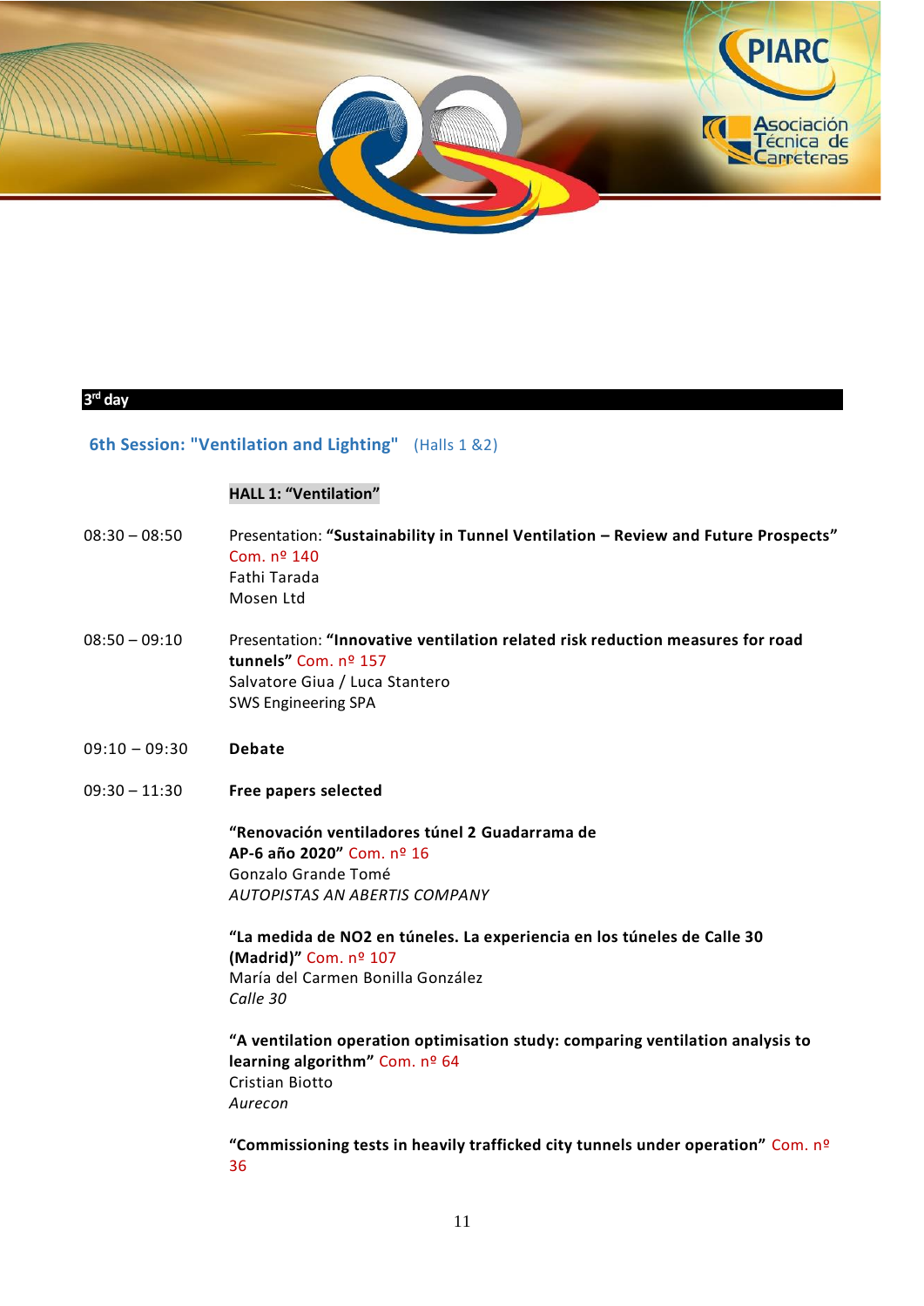## 3rd day

### 6th Session: "Ventilation and Lighting" (Halls 1 &2)

**HALL 1: "Ventilation"**

08:30 – 08:50 Presentation: **"Sustainability in Tunnel Ventilation – Review and Future Prospects"** Com. nº 140
Fathi Tarada
Mosen Ltd

08:50 – 09:10 Presentation: **"Innovative ventilation related risk reduction measures for road tunnels"** Com. nº 157
Salvatore Giua / Luca Stantero
SWS Engineering SPA

09:10 – 09:30 **Debate**

09:30 – 11:30 **Free papers selected**

**"Renovación ventiladores túnel 2 Guadarrama de AP-6 año 2020"** Com. nº 16
Gonzalo Grande Tomé
*AUTOPISTAS AN ABERTIS COMPANY*

**"La medida de NO2 en túneles. La experiencia en los túneles de Calle 30 (Madrid)"** Com. nº 107
María del Carmen Bonilla González
*Calle 30*

**"A ventilation operation optimisation study: comparing ventilation analysis to learning algorithm"** Com. nº 64
Cristian Biotto
*Aurecon*

**"Commissioning tests in heavily trafficked city tunnels under operation"** Com. nº 36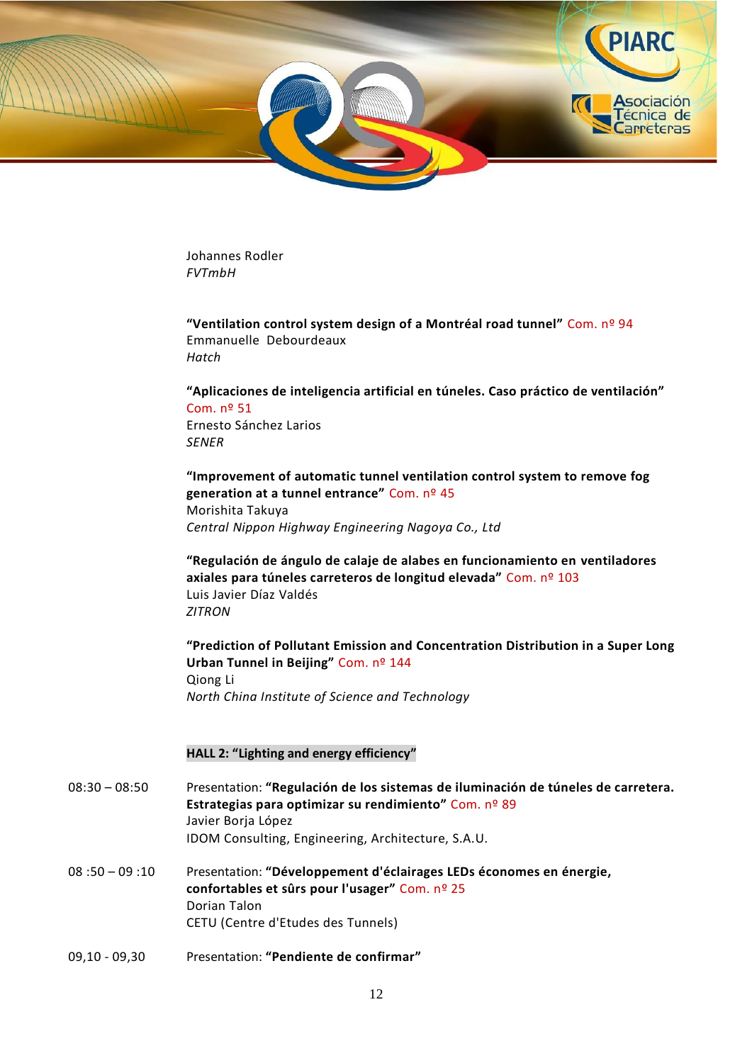Johannes Rodler
*FVTmbH*

**"Ventilation control system design of a Montréal road tunnel"** Com. nº 94
Emmanuelle Debourdeaux
*Hatch*

**"Aplicaciones de inteligencia artificial en túneles. Caso práctico de ventilación"** Com. nº 51
Ernesto Sánchez Larios
*SENER*

**"Improvement of automatic tunnel ventilation control system to remove fog generation at a tunnel entrance"** Com. nº 45
Morishita Takuya
*Central Nippon Highway Engineering Nagoya Co., Ltd*

**"Regulación de ángulo de calaje de alabes en funcionamiento en ventiladores axiales para túneles carreteros de longitud elevada"** Com. nº 103
Luis Javier Díaz Valdés
*ZITRON*

**"Prediction of Pollutant Emission and Concentration Distribution in a Super Long Urban Tunnel in Beijing"** Com. nº 144
Qiong Li
*North China Institute of Science and Technology*

**HALL 2: "Lighting and energy efficiency"**

08:30 – 08:50 Presentation: **"Regulación de los sistemas de iluminación de túneles de carretera. Estrategias para optimizar su rendimiento"** Com. nº 89
Javier Borja López
IDOM Consulting, Engineering, Architecture, S.A.U.

08 :50 – 09 :10 Presentation: **"Développement d'éclairages LEDs économes en énergie, confortables et sûrs pour l'usager"** Com. nº 25
Dorian Talon
CETU (Centre d'Etudes des Tunnels)

09,10 - 09,30 Presentation: **"Pendiente de confirmar"**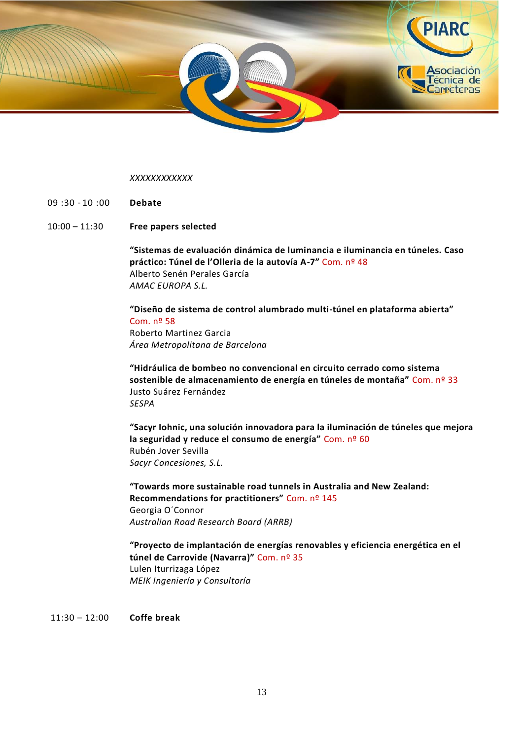*XXXXXXXXXXX*

09 :30 - 10 :00 **Debate**

10:00 – 11:30 **Free papers selected**

**“Sistemas de evaluación dinámica de luminancia e iluminancia en túneles. Caso práctico: Túnel de l’Olleria de la autovía A-7”** Com. nº 48
Alberto Senén Perales García
*AMAC EUROPA S.L.*

**“Diseño de sistema de control alumbrado multi-túnel en plataforma abierta”** Com. nº 58
Roberto Martinez Garcia
*Área Metropolitana de Barcelona*

**“Hidráulica de bombeo no convencional en circuito cerrado como sistema sostenible de almacenamiento de energía en túneles de montaña”** Com. nº 33
Justo Suárez Fernández
*SESPA*

**“Sacyr Iohnic, una solución innovadora para la iluminación de túneles que mejora la seguridad y reduce el consumo de energía”** Com. nº 60
Rubén Jover Sevilla
*Sacyr Concesiones, S.L.*

**“Towards more sustainable road tunnels in Australia and New Zealand: Recommendations for practitioners”** Com. nº 145
Georgia O´Connor
*Australian Road Research Board (ARRB)*

**“Proyecto de implantación de energías renovables y eficiencia energética en el túnel de Carrovide (Navarra)”** Com. nº 35
Lulen Iturrizaga López
*MEIK Ingeniería y Consultoría*

11:30 – 12:00 **Coffe break**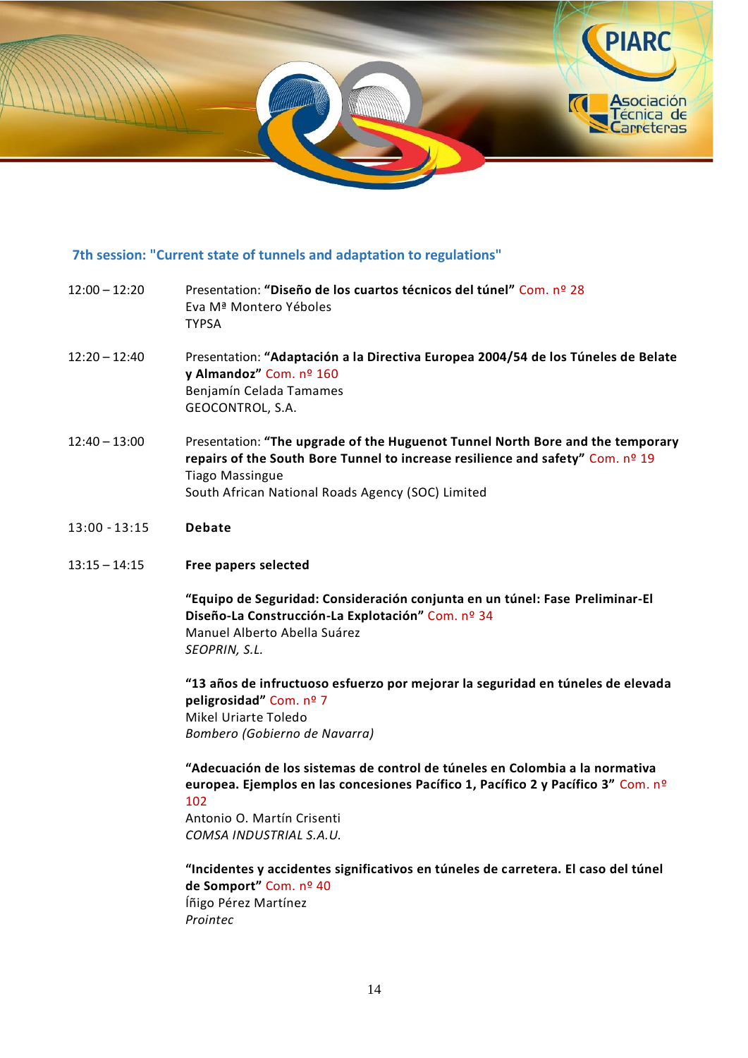## 7th session: "Current state of tunnels and adaptation to regulations"

12:00 – 12:20 Presentation: **"Diseño de los cuartos técnicos del túnel"** Com. nº 28
Eva Mª Montero Yéboles
TYPSA

12:20 – 12:40 Presentation: **"Adaptación a la Directiva Europea 2004/54 de los Túneles de Belate y Almandoz"** Com. nº 160
Benjamín Celada Tamames
GEOCONTROL, S.A.

12:40 – 13:00 Presentation: **"The upgrade of the Huguenot Tunnel North Bore and the temporary repairs of the South Bore Tunnel to increase resilience and safety"** Com. nº 19
Tiago Massingue
South African National Roads Agency (SOC) Limited

13:00 - 13:15 **Debate**

13:15 – 14:15 **Free papers selected**

**"Equipo de Seguridad: Consideración conjunta en un túnel: Fase Preliminar-El Diseño-La Construcción-La Explotación"** Com. nº 34
Manuel Alberto Abella Suárez
*SEOPRIN, S.L.*

**"13 años de infructuoso esfuerzo por mejorar la seguridad en túneles de elevada peligrosidad"** Com. nº 7
Mikel Uriarte Toledo
*Bombero (Gobierno de Navarra)*

**"Adecuación de los sistemas de control de túneles en Colombia a la normativa europea. Ejemplos en las concesiones Pacífico 1, Pacífico 2 y Pacífico 3"** Com. nº 102
Antonio O. Martín Crisenti
*COMSA INDUSTRIAL S.A.U.*

**"Incidentes y accidentes significativos en túneles de carretera. El caso del túnel de Somport"** Com. nº 40
Íñigo Pérez Martínez
*Prointec*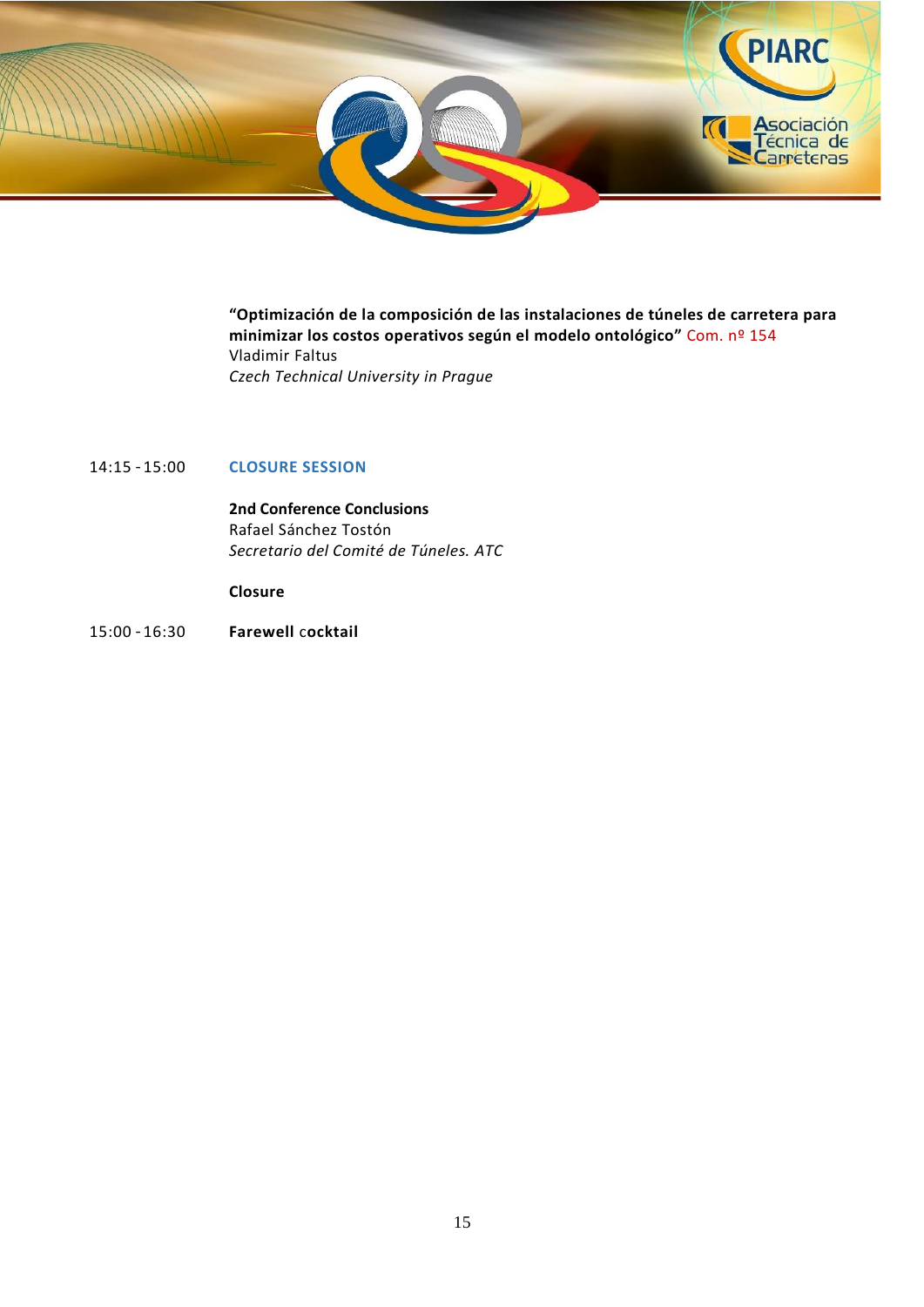**“Optimización de la composición de las instalaciones de túneles de carretera para minimizar los costos operativos según el modelo ontológico”** Com. nº 154
Vladimir Faltus
*Czech Technical University in Prague*

14:15 - 15:00 **CLOSURE SESSION**

**2nd Conference Conclusions**
Rafael Sánchez Tostón
*Secretario del Comité de Túneles. ATC*

**Closure**

15:00 - 16:30 **Farewell cocktail**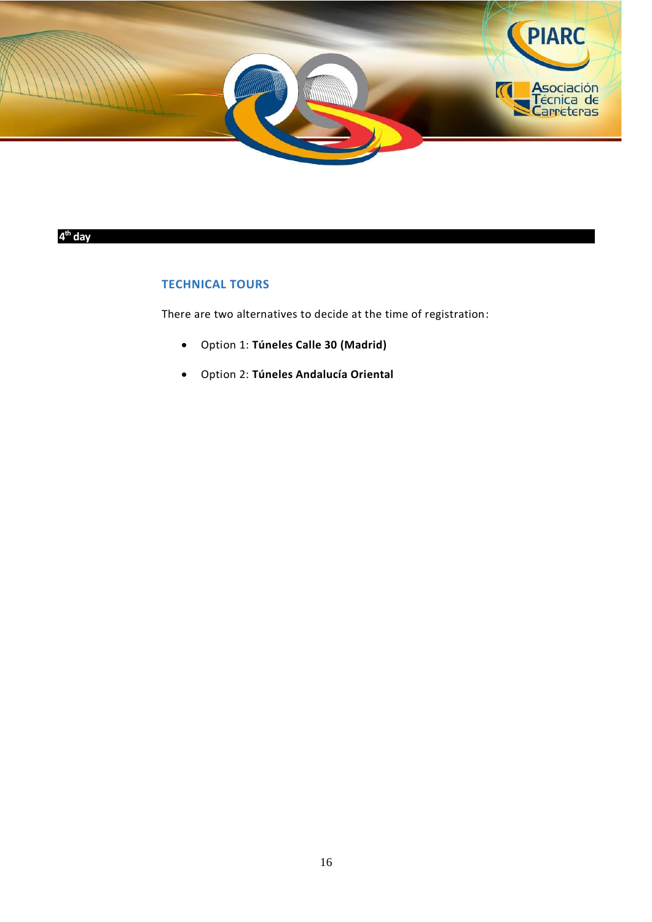**4th day**

## TECHNICAL TOURS

There are two alternatives to decide at the time of registration:

- Option 1: **Túneles Calle 30 (Madrid)**
- Option 2: **Túneles Andalucía Oriental**